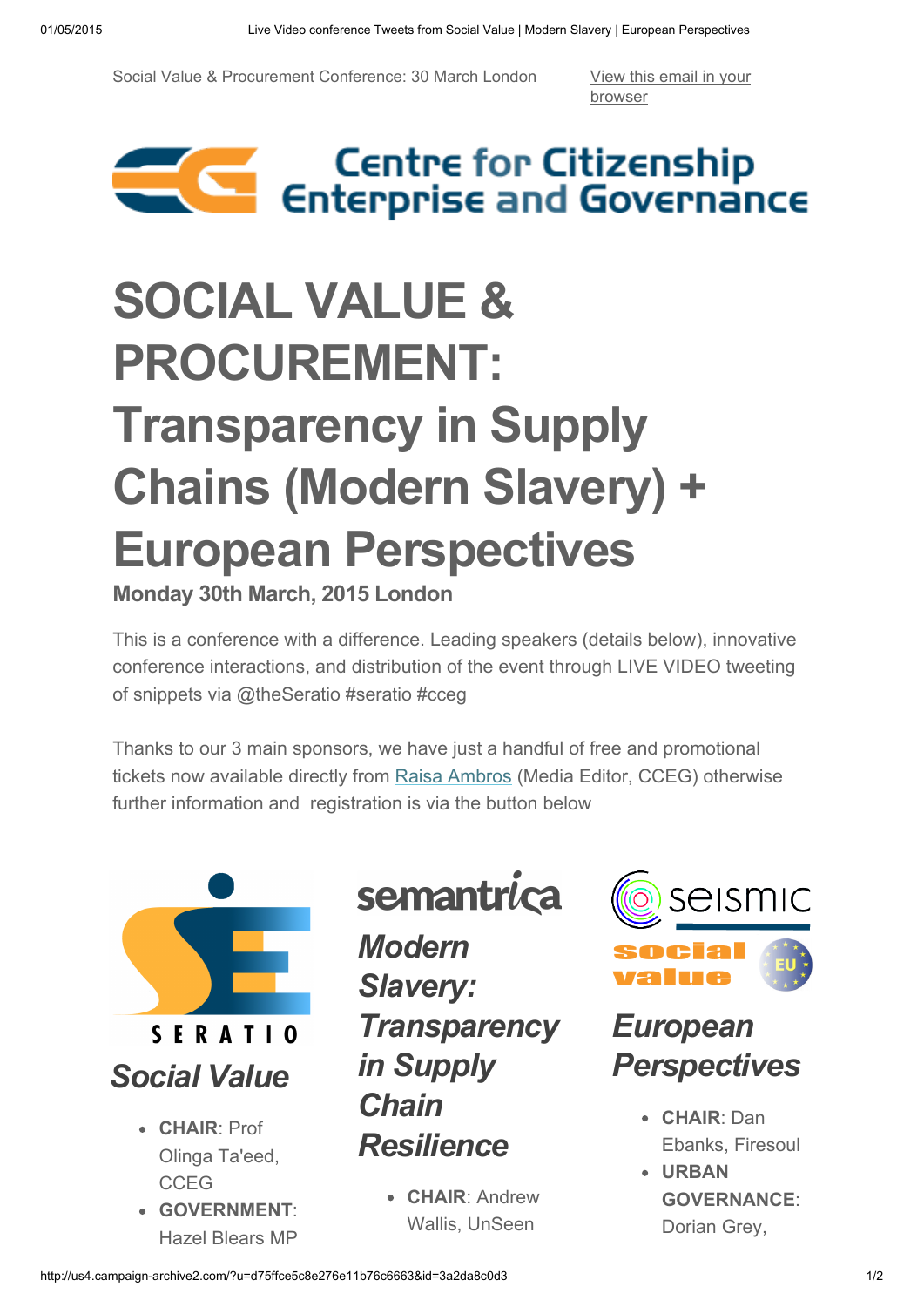Social Value & Procurement Conference: 30 March London

[View this email in your browser](#)

Centre for Citizenship Enterprise and Governance

# SOCIAL VALUE & PROCUREMENT: Transparency in Supply Chains (Modern Slavery) + European Perspectives

**Monday 30th March, 2015 London**

This is a conference with a difference. Leading speakers (details below), innovative conference interactions, and distribution of the event through LIVE VIDEO tweeting of snippets via @theSeratio #seratio #cceg

Thanks to our 3 main sponsors, we have just a handful of free and promotional tickets now available directly from [Raisa Ambros](#) (Media Editor, CCEG) otherwise further information and registration is via the button below

SERATIO

### *Social Value*

- **CHAIR**: Prof Olinga Ta'eed, CCEG
- **GOVERNMENT**: Hazel Blears MP

semantrica

### *Modern Slavery: Transparency in Supply Chain Resilience*

- **CHAIR**: Andrew Wallis, UnSeen

seismic social value EU

### *European Perspectives*

- **CHAIR**: Dan Ebanks, Firesoul
- **URBAN GOVERNANCE**: Dorian Grey,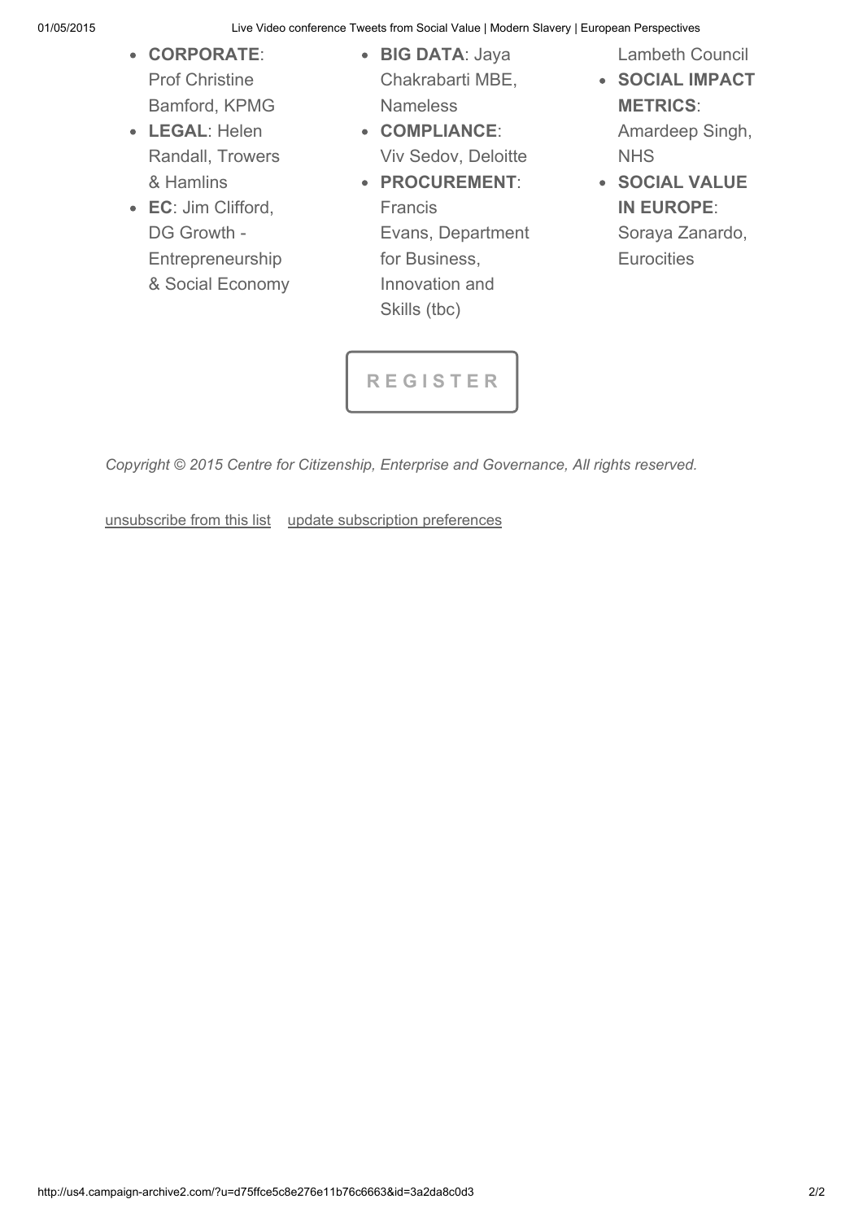- **CORPORATE**: Prof Christine Bamford, KPMG
- **LEGAL**: Helen Randall, Trowers & Hamlins
- **EC**: Jim Clifford, DG Growth - Entrepreneurship & Social Economy
- **BIG DATA**: Jaya Chakrabarti MBE, Nameless
- **COMPLIANCE**: Viv Sedov, Deloitte
- **PROCUREMENT**: Francis Evans, Department for Business, Innovation and Skills (tbc)

Lambeth Council

- **SOCIAL IMPACT METRICS**: Amardeep Singh, NHS
- **SOCIAL VALUE IN EUROPE**: Soraya Zanardo, Eurocities

REGISTER

*Copyright © 2015 Centre for Citizenship, Enterprise and Governance, All rights reserved.*

unsubscribe from this list    update subscription preferences